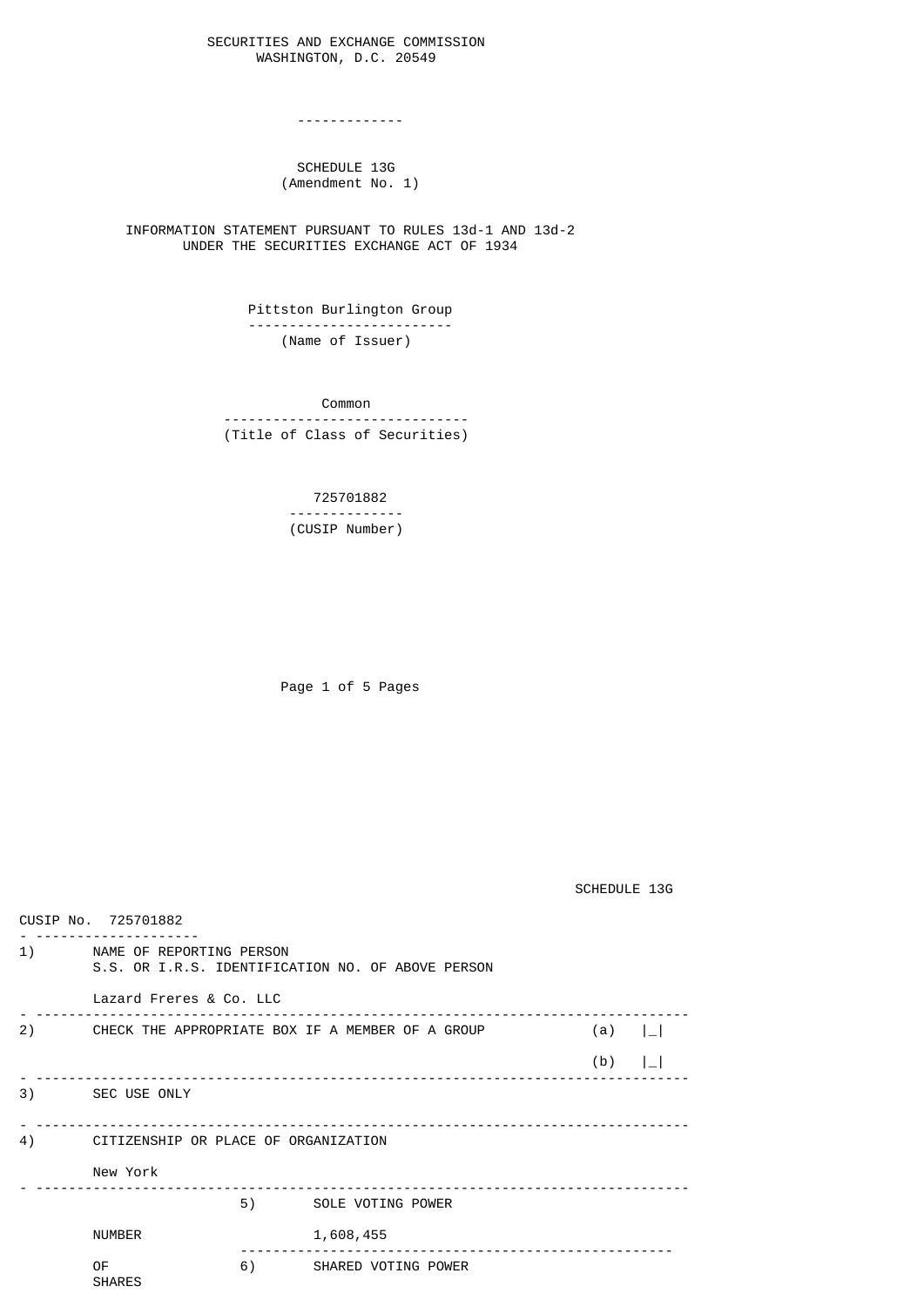SECURITIES AND EXCHANGE COMMISSION
WASHINGTON, D.C. 20549

-------------

# SCHEDULE 13G
(Amendment No. 1)

INFORMATION STATEMENT PURSUANT TO RULES 13d-1 AND 13d-2
UNDER THE SECURITIES EXCHANGE ACT OF 1934

Pittston Burlington Group
(Name of Issuer)

Common
(Title of Class of Securities)

725701882
(CUSIP Number)

SCHEDULE 13G

CUSIP No. 725701882

| | | | |
|---|---|---|---|
| 1) | NAME OF REPORTING PERSON<br>S.S. OR I.R.S. IDENTIFICATION NO. OF ABOVE PERSON<br><br>Lazard Freres & Co. LLC | | |
| 2) | CHECK THE APPROPRIATE BOX IF A MEMBER OF A GROUP | | (a) \|_\|<br>(b) \|_\| |
| 3) | SEC USE ONLY | | |
| 4) | CITIZENSHIP OR PLACE OF ORGANIZATION<br><br>New York | | |
| NUMBER OF SHARES | 5) | SOLE VOTING POWER<br><br>1,608,455 | |
| | 6) | SHARED VOTING POWER | |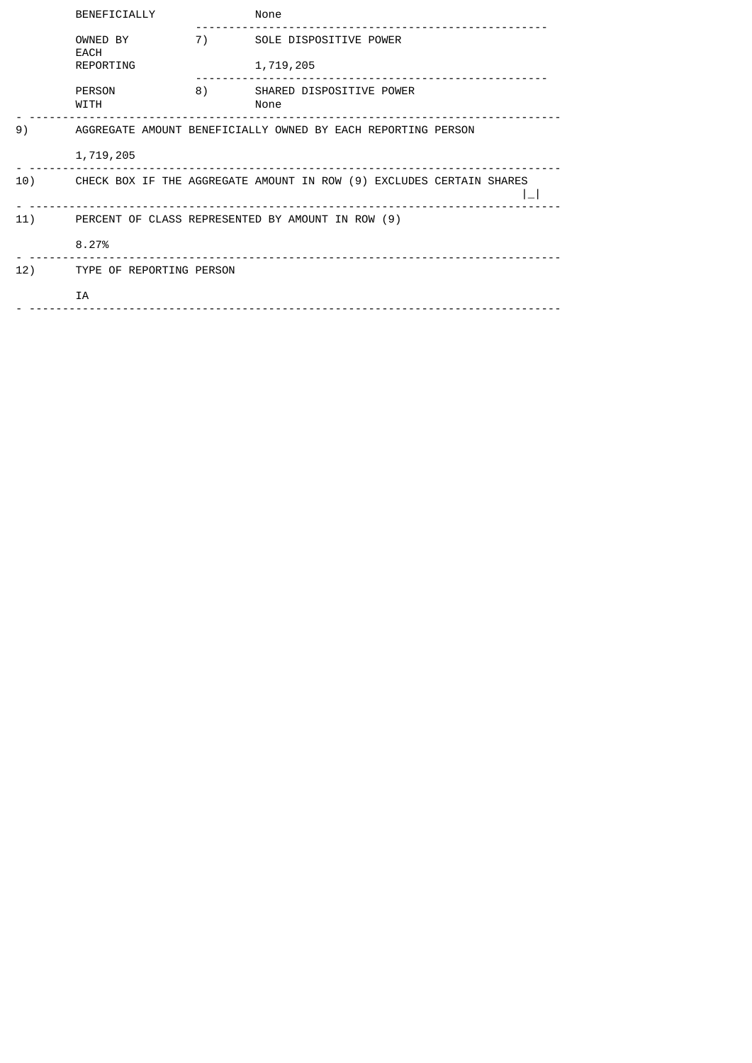| | | |
|---|---|---|
| BENEFICIALLY | | None |
| OWNED BY EACH | 7) | SOLE DISPOSITIVE POWER |
| REPORTING | | 1,719,205 |
| PERSON | 8) | SHARED DISPOSITIVE POWER |
| WITH | | None |

9) AGGREGATE AMOUNT BENEFICIALLY OWNED BY EACH REPORTING PERSON

1,719,205

10) CHECK BOX IF THE AGGREGATE AMOUNT IN ROW (9) EXCLUDES CERTAIN SHARES |_|

11) PERCENT OF CLASS REPRESENTED BY AMOUNT IN ROW (9)

8.27%

12) TYPE OF REPORTING PERSON

IA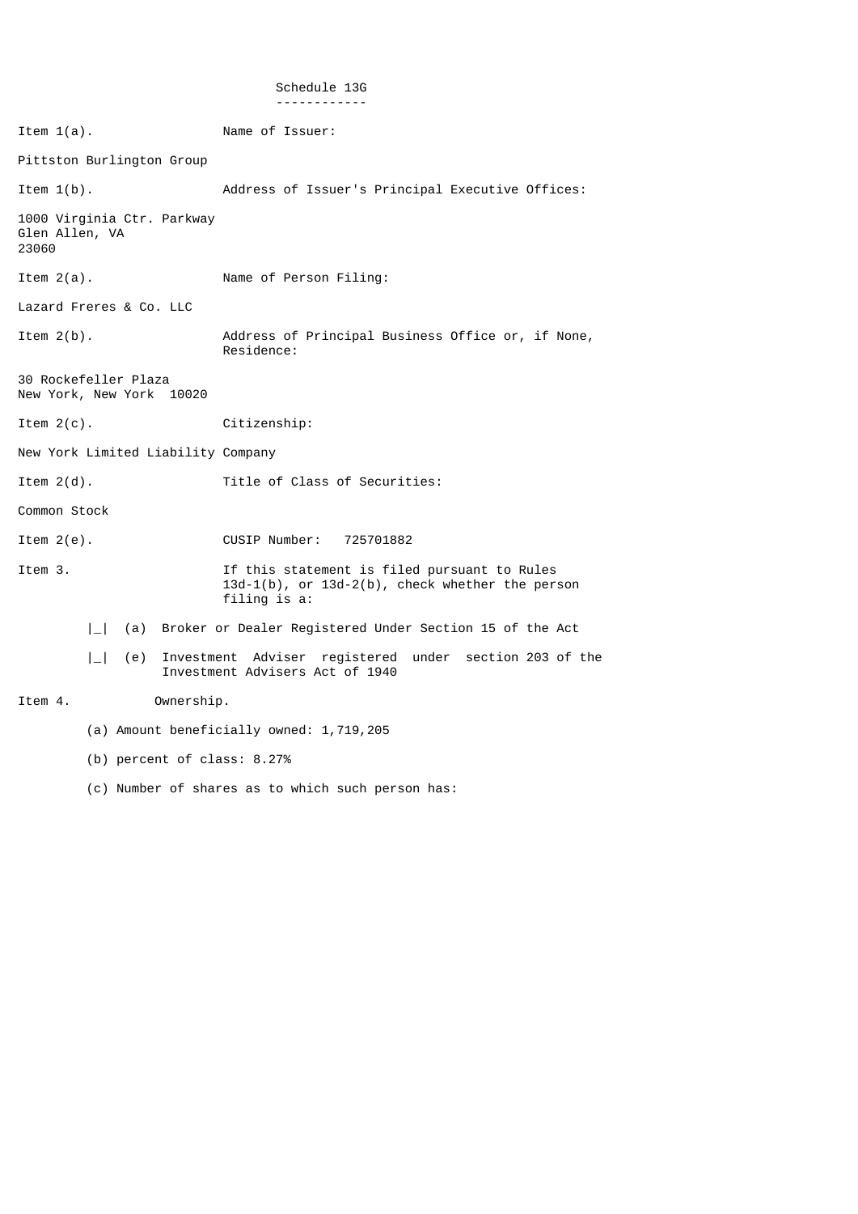# Schedule 13G

Item 1(a). Name of Issuer:

Pittston Burlington Group

Item 1(b). Address of Issuer's Principal Executive Offices:

1000 Virginia Ctr. Parkway
Glen Allen, VA
23060

Item 2(a). Name of Person Filing:

Lazard Freres & Co. LLC

Item 2(b). Address of Principal Business Office or, if None, Residence:

30 Rockefeller Plaza
New York, New York 10020

Item 2(c). Citizenship:

New York Limited Liability Company

Item 2(d). Title of Class of Securities:

Common Stock

Item 2(e). CUSIP Number: 725701882

Item 3. If this statement is filed pursuant to Rules 13d-1(b), or 13d-2(b), check whether the person filing is a:

|_| (a) Broker or Dealer Registered Under Section 15 of the Act

|_| (e) Investment Adviser registered under section 203 of the Investment Advisers Act of 1940

Item 4. Ownership.

(a) Amount beneficially owned: 1,719,205

(b) percent of class: 8.27%

(c) Number of shares as to which such person has: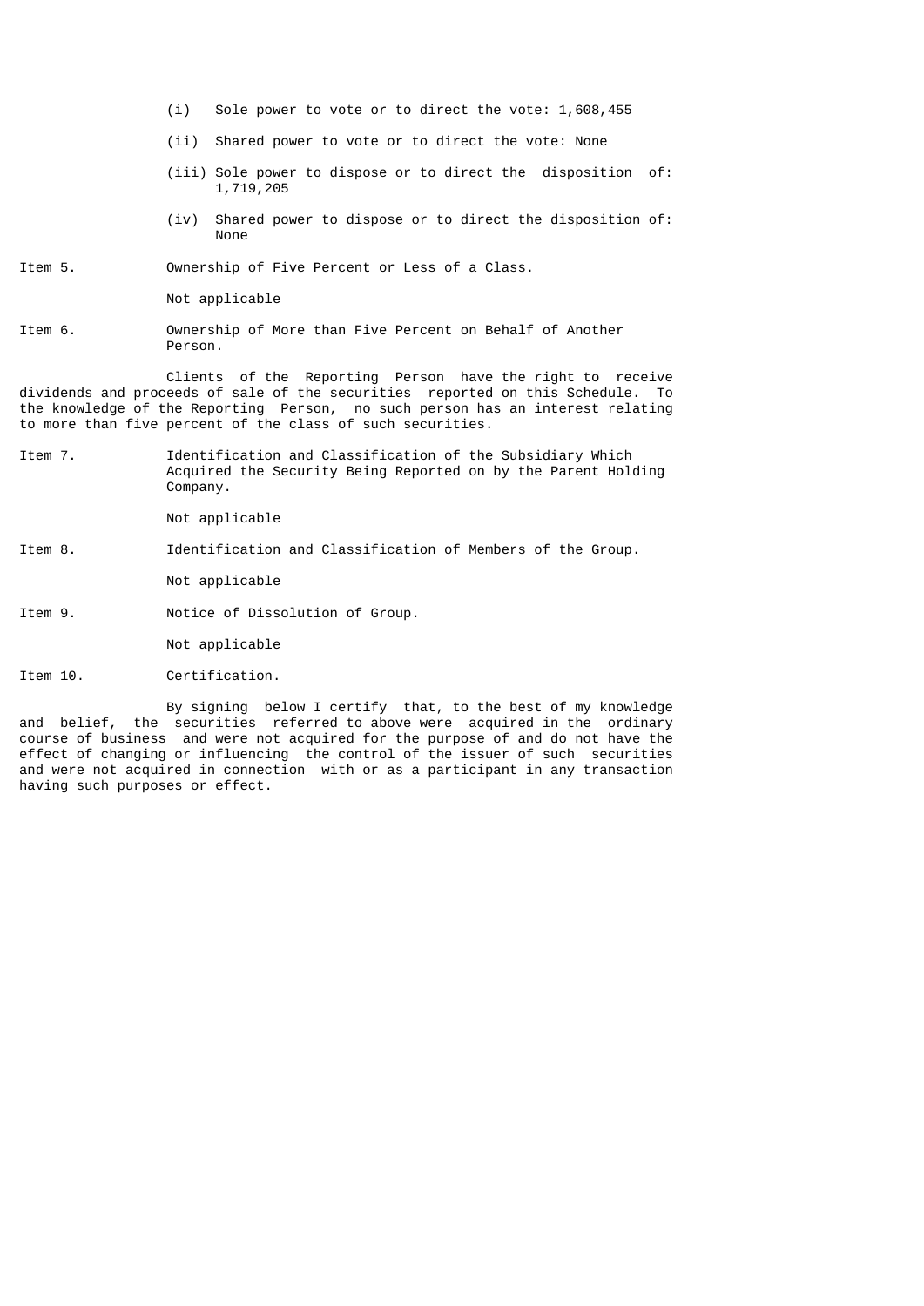(i) Sole power to vote or to direct the vote: 1,608,455

(ii) Shared power to vote or to direct the vote: None

(iii) Sole power to dispose or to direct the disposition of: 1,719,205

(iv) Shared power to dispose or to direct the disposition of: None

Item 5. Ownership of Five Percent or Less of a Class.

Not applicable

Item 6. Ownership of More than Five Percent on Behalf of Another Person.

Clients of the Reporting Person have the right to receive dividends and proceeds of sale of the securities reported on this Schedule. To the knowledge of the Reporting Person, no such person has an interest relating to more than five percent of the class of such securities.

Item 7. Identification and Classification of the Subsidiary Which Acquired the Security Being Reported on by the Parent Holding Company.

Not applicable

Item 8. Identification and Classification of Members of the Group.

Not applicable

Item 9. Notice of Dissolution of Group.

Not applicable

Item 10. Certification.

By signing below I certify that, to the best of my knowledge and belief, the securities referred to above were acquired in the ordinary course of business and were not acquired for the purpose of and do not have the effect of changing or influencing the control of the issuer of such securities and were not acquired in connection with or as a participant in any transaction having such purposes or effect.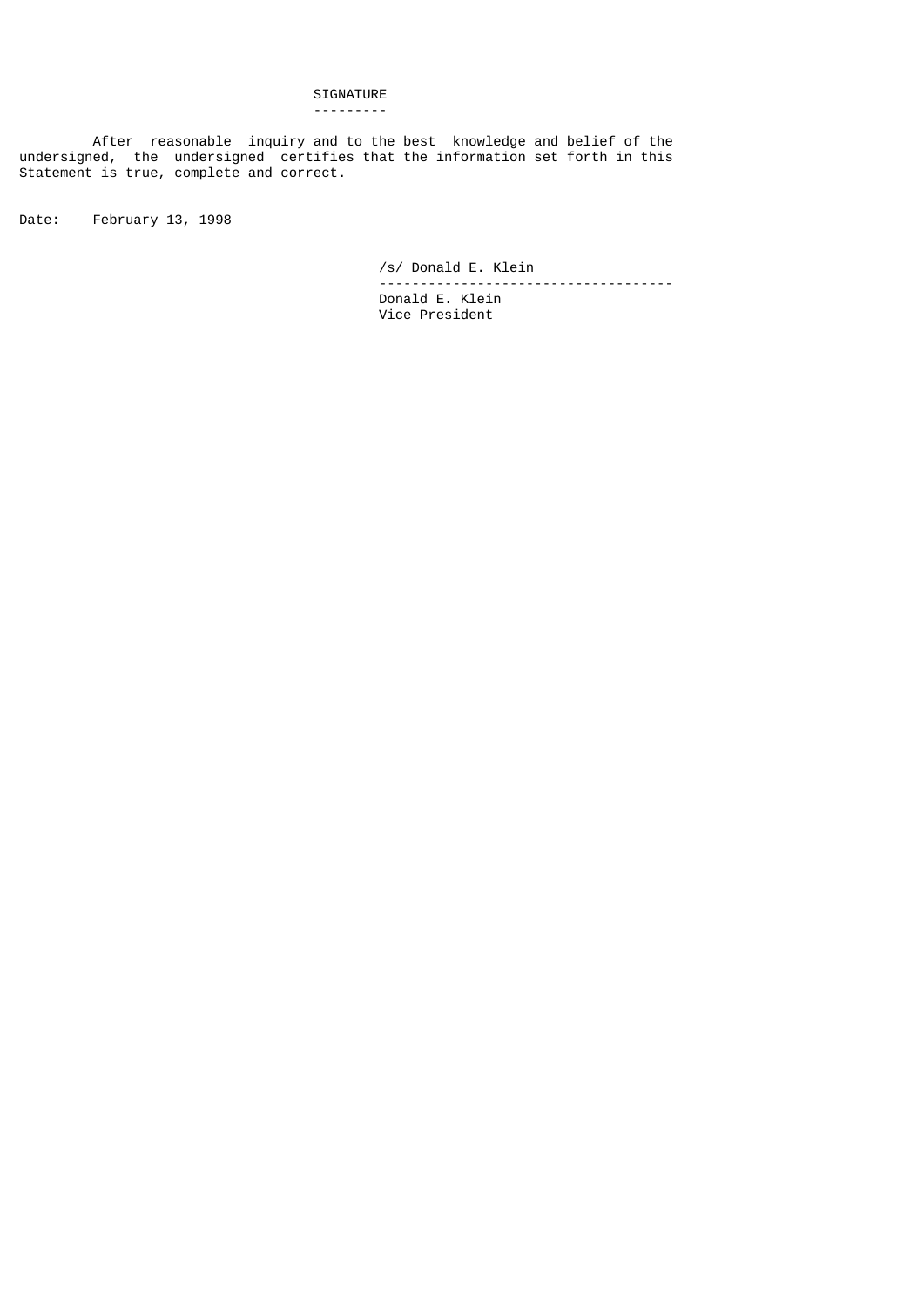## SIGNATURE

After reasonable inquiry and to the best knowledge and belief of the undersigned, the undersigned certifies that the information set forth in this Statement is true, complete and correct.

Date: February 13, 1998

/s/ Donald E. Klein

Donald E. Klein
Vice President